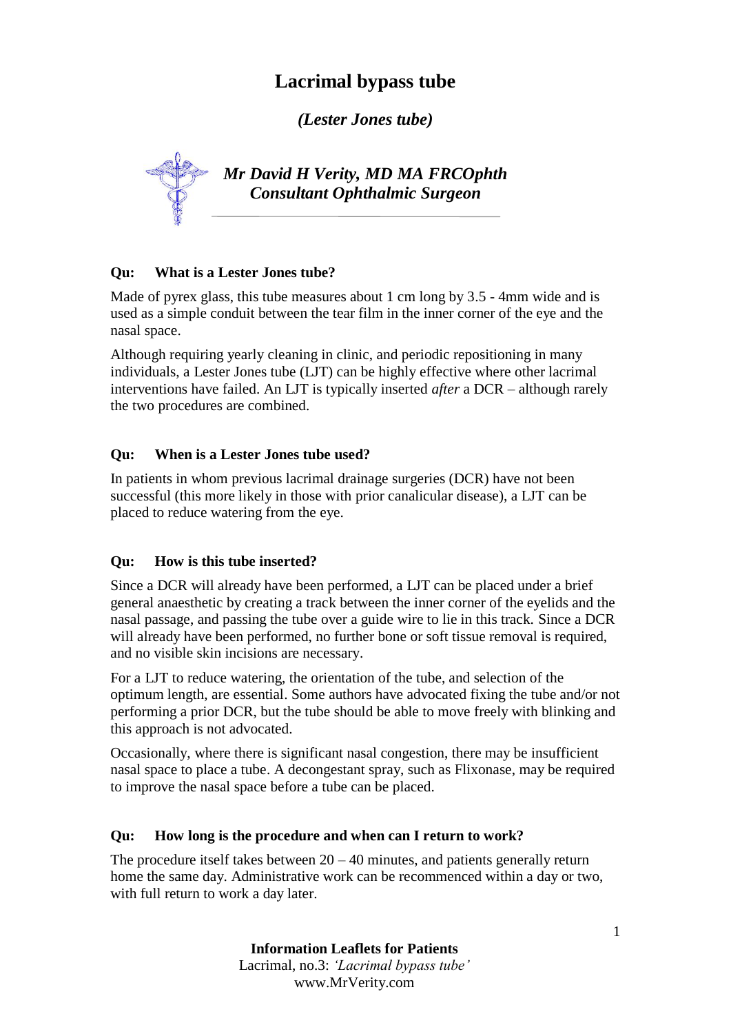# Lacrimal bypass tube

## *(Lester Jones tube)*

***Mr David H Verity, MD MA FRCOphth***
***Consultant Ophthalmic Surgeon***

---

**Qu: What is a Lester Jones tube?**

Made of pyrex glass, this tube measures about 1 cm long by 3.5 - 4mm wide and is used as a simple conduit between the tear film in the inner corner of the eye and the nasal space.

Although requiring yearly cleaning in clinic, and periodic repositioning in many individuals, a Lester Jones tube (LJT) can be highly effective where other lacrimal interventions have failed. An LJT is typically inserted *after* a DCR – although rarely the two procedures are combined.

**Qu: When is a Lester Jones tube used?**

In patients in whom previous lacrimal drainage surgeries (DCR) have not been successful (this more likely in those with prior canalicular disease), a LJT can be placed to reduce watering from the eye.

**Qu: How is this tube inserted?**

Since a DCR will already have been performed, a LJT can be placed under a brief general anaesthetic by creating a track between the inner corner of the eyelids and the nasal passage, and passing the tube over a guide wire to lie in this track. Since a DCR will already have been performed, no further bone or soft tissue removal is required, and no visible skin incisions are necessary.

For a LJT to reduce watering, the orientation of the tube, and selection of the optimum length, are essential. Some authors have advocated fixing the tube and/or not performing a prior DCR, but the tube should be able to move freely with blinking and this approach is not advocated.

Occasionally, where there is significant nasal congestion, there may be insufficient nasal space to place a tube. A decongestant spray, such as Flixonase, may be required to improve the nasal space before a tube can be placed.

**Qu: How long is the procedure and when can I return to work?**

The procedure itself takes between 20 – 40 minutes, and patients generally return home the same day. Administrative work can be recommenced within a day or two, with full return to work a day later.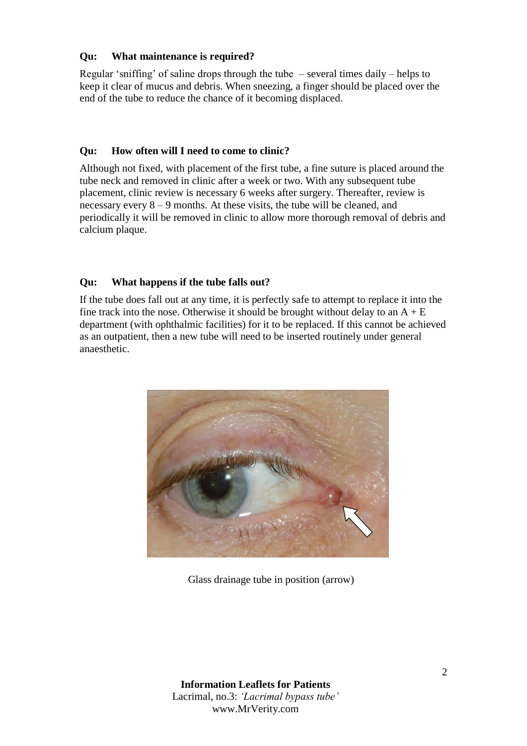**Qu: What maintenance is required?**

Regular 'sniffing' of saline drops through the tube – several times daily – helps to keep it clear of mucus and debris. When sneezing, a finger should be placed over the end of the tube to reduce the chance of it becoming displaced.

**Qu: How often will I need to come to clinic?**

Although not fixed, with placement of the first tube, a fine suture is placed around the tube neck and removed in clinic after a week or two. With any subsequent tube placement, clinic review is necessary 6 weeks after surgery. Thereafter, review is necessary every 8 – 9 months. At these visits, the tube will be cleaned, and periodically it will be removed in clinic to allow more thorough removal of debris and calcium plaque.

**Qu: What happens if the tube falls out?**

If the tube does fall out at any time, it is perfectly safe to attempt to replace it into the fine track into the nose. Otherwise it should be brought without delay to an A + E department (with ophthalmic facilities) for it to be replaced. If this cannot be achieved as an outpatient, then a new tube will need to be inserted routinely under general anaesthetic.

Glass drainage tube in position (arrow)